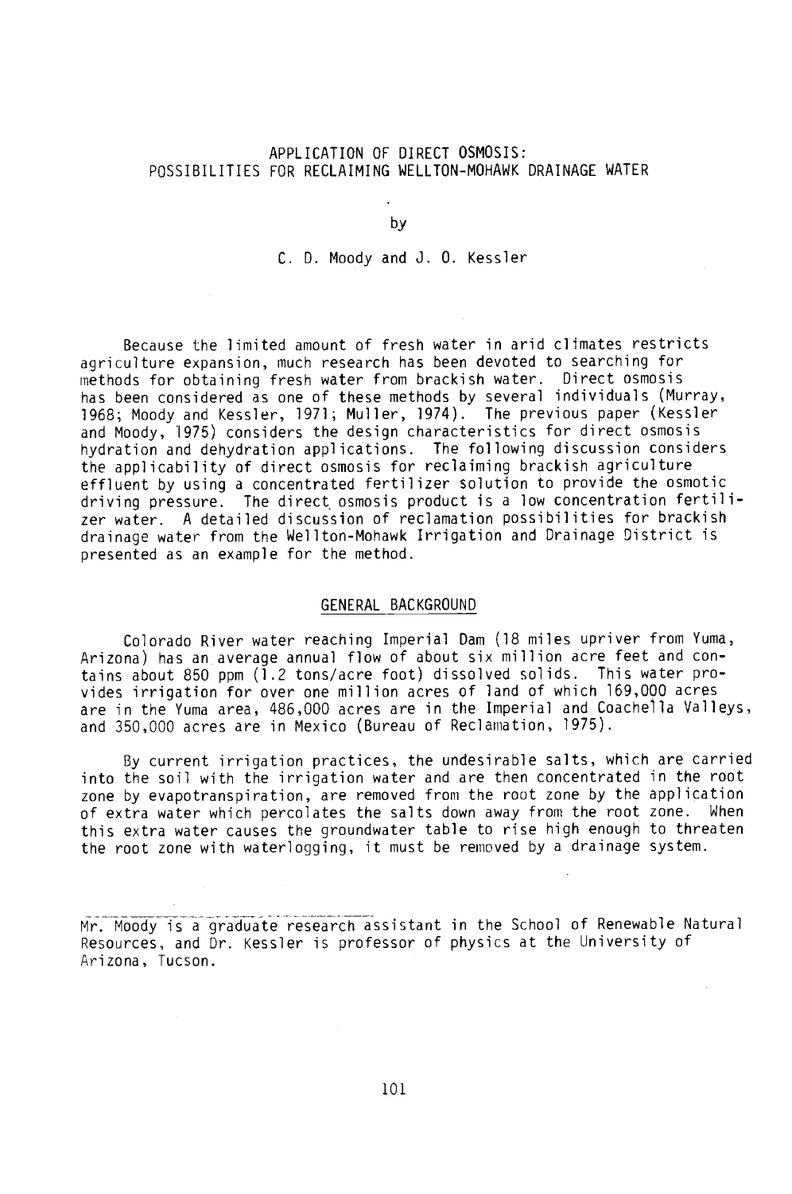# APPLICATION OF DIRECT OSMOSIS: POSSIBILITIES FOR RECLAIMING WELLTON-MOHAWK DRAINAGE WATER

by

C. D. Moody and J. O. Kessler

Because the limited amount of fresh water in arid climates restricts agriculture expansion, much research has been devoted to searching for methods for obtaining fresh water from brackish water. Direct osmosis has been considered as one of these methods by several individuals (Murray, 1968; Moody and Kessler, 1971; Muller, 1974). The previous paper (Kessler and Moody, 1975) considers the design characteristics for direct osmosis hydration and dehydration applications. The following discussion considers the applicability of direct osmosis for reclaiming brackish agriculture effluent by using a concentrated fertilizer solution to provide the osmotic driving pressure. The direct osmosis product is a low concentration fertilizer water. A detailed discussion of reclamation possibilities for brackish drainage water from the Wellton-Mohawk Irrigation and Drainage District is presented as an example for the method.

## GENERAL BACKGROUND

Colorado River water reaching Imperial Dam (18 miles upriver from Yuma, Arizona) has an average annual flow of about six million acre feet and contains about 850 ppm (1.2 tons/acre foot) dissolved solids. This water provides irrigation for over one million acres of land of which 169,000 acres are in the Yuma area, 486,000 acres are in the Imperial and Coachella Valleys, and 350,000 acres are in Mexico (Bureau of Reclamation, 1975).

By current irrigation practices, the undesirable salts, which are carried into the soil with the irrigation water and are then concentrated in the root zone by evapotranspiration, are removed from the root zone by the application of extra water which percolates the salts down away from the root zone. When this extra water causes the groundwater table to rise high enough to threaten the root zone with waterlogging, it must be removed by a drainage system.

---

Mr. Moody is a graduate research assistant in the School of Renewable Natural Resources, and Dr. Kessler is professor of physics at the University of Arizona, Tucson.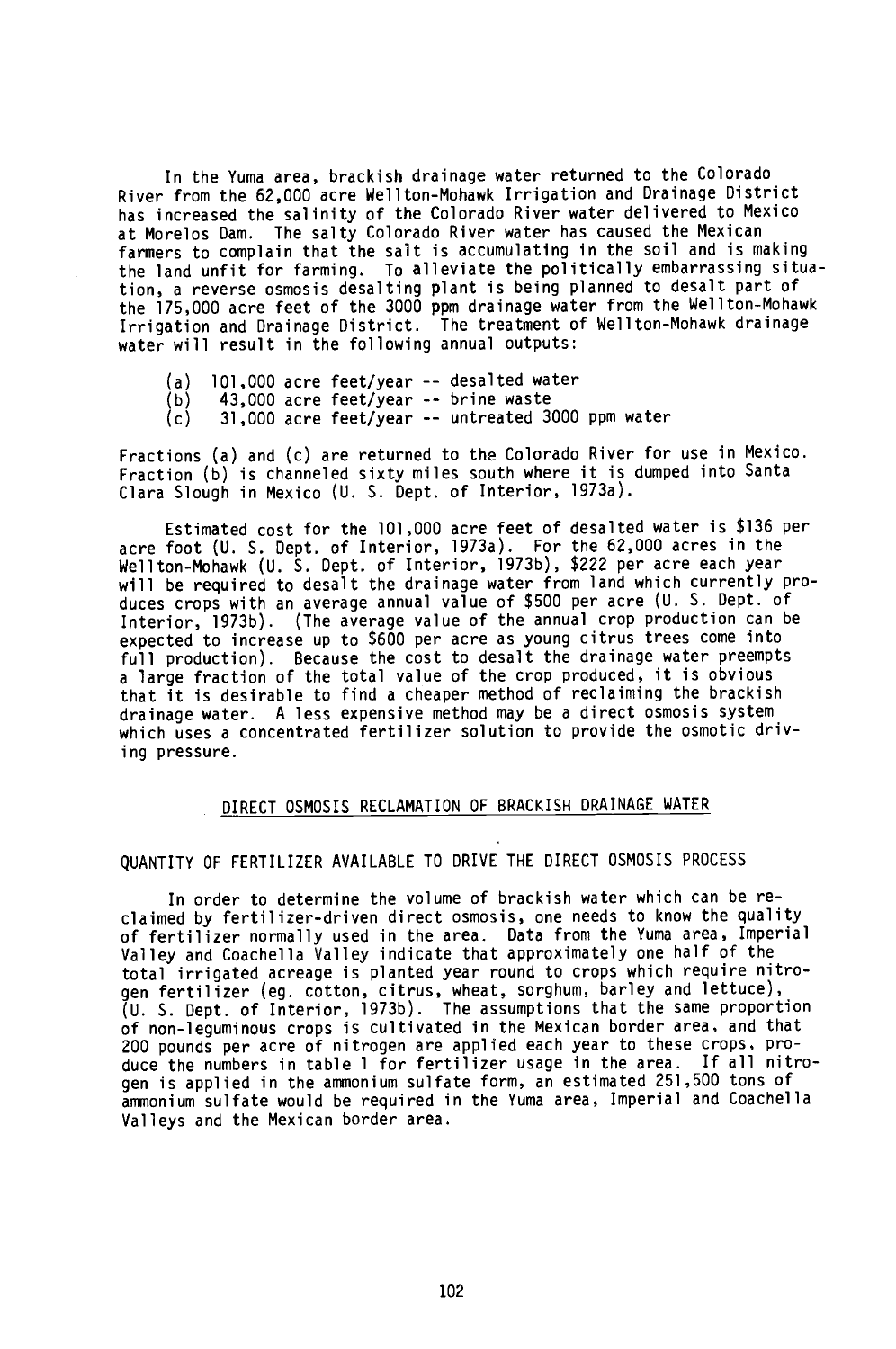In the Yuma area, brackish drainage water returned to the Colorado River from the 62,000 acre Wellton-Mohawk Irrigation and Drainage District has increased the salinity of the Colorado River water delivered to Mexico at Morelos Dam. The salty Colorado River water has caused the Mexican farmers to complain that the salt is accumulating in the soil and is making the land unfit for farming. To alleviate the politically embarrassing situation, a reverse osmosis desalting plant is being planned to desalt part of the 175,000 acre feet of the 3000 ppm drainage water from the Wellton-Mohawk Irrigation and Drainage District. The treatment of Wellton-Mohawk drainage water will result in the following annual outputs:

(a) 101,000 acre feet/year -- desalted water
(b) 43,000 acre feet/year -- brine waste
(c) 31,000 acre feet/year -- untreated 3000 ppm water

Fractions (a) and (c) are returned to the Colorado River for use in Mexico. Fraction (b) is channeled sixty miles south where it is dumped into Santa Clara Slough in Mexico (U. S. Dept. of Interior, 1973a).

Estimated cost for the 101,000 acre feet of desalted water is $136 per acre foot (U. S. Dept. of Interior, 1973a). For the 62,000 acres in the Wellton-Mohawk (U. S. Dept. of Interior, 1973b), $222 per acre each year will be required to desalt the drainage water from land which currently produces crops with an average annual value of $500 per acre (U. S. Dept. of Interior, 1973b). (The average value of the annual crop production can be expected to increase up to $600 per acre as young citrus trees come into full production). Because the cost to desalt the drainage water preempts a large fraction of the total value of the crop produced, it is obvious that it is desirable to find a cheaper method of reclaiming the brackish drainage water. A less expensive method may be a direct osmosis system which uses a concentrated fertilizer solution to provide the osmotic driving pressure.

## DIRECT OSMOSIS RECLAMATION OF BRACKISH DRAINAGE WATER

### QUANTITY OF FERTILIZER AVAILABLE TO DRIVE THE DIRECT OSMOSIS PROCESS

In order to determine the volume of brackish water which can be reclaimed by fertilizer-driven direct osmosis, one needs to know the quality of fertilizer normally used in the area. Data from the Yuma area, Imperial Valley and Coachella Valley indicate that approximately one half of the total irrigated acreage is planted year round to crops which require nitrogen fertilizer (eg. cotton, citrus, wheat, sorghum, barley and lettuce), (U. S. Dept. of Interior, 1973b). The assumptions that the same proportion of non-leguminous crops is cultivated in the Mexican border area, and that 200 pounds per acre of nitrogen are applied each year to these crops, produce the numbers in table 1 for fertilizer usage in the area. If all nitrogen is applied in the ammonium sulfate form, an estimated 251,500 tons of ammonium sulfate would be required in the Yuma area, Imperial and Coachella Valleys and the Mexican border area.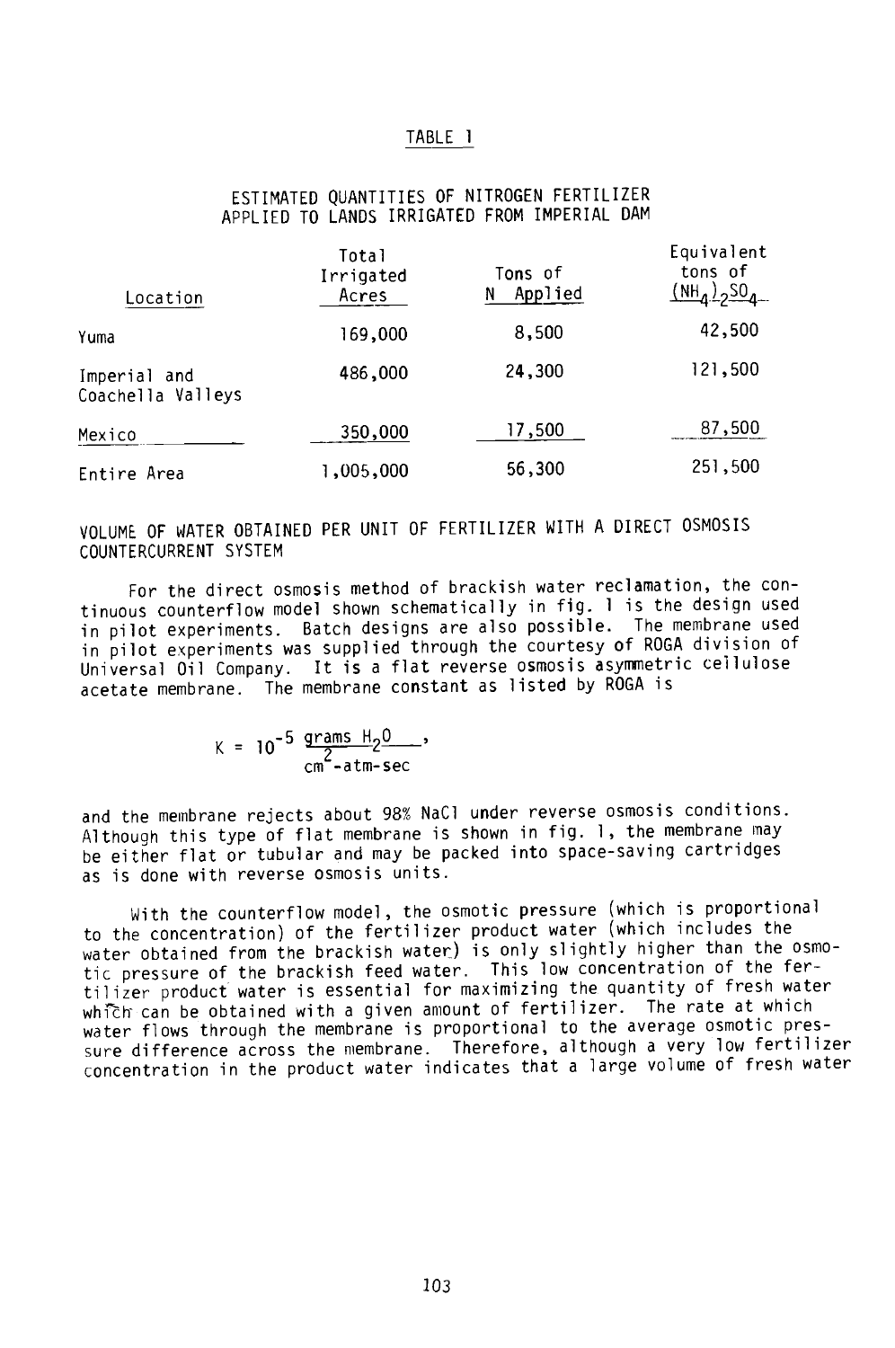TABLE 1

ESTIMATED QUANTITIES OF NITROGEN FERTILIZER APPLIED TO LANDS IRRIGATED FROM IMPERIAL DAM

| Location | Total Irrigated Acres | Tons of N Applied | Equivalent tons of $(NH_4)_2SO_4$ |
|---|---|---|---|
| Yuma | 169,000 | 8,500 | 42,500 |
| Imperial and Coachella Valleys | 486,000 | 24,300 | 121,500 |
| Mexico | 350,000 | 17,500 | 87,500 |
| Entire Area | 1,005,000 | 56,300 | 251,500 |

## VOLUME OF WATER OBTAINED PER UNIT OF FERTILIZER WITH A DIRECT OSMOSIS COUNTERCURRENT SYSTEM

For the direct osmosis method of brackish water reclamation, the continuous counterflow model shown schematically in fig. 1 is the design used in pilot experiments. Batch designs are also possible. The membrane used in pilot experiments was supplied through the courtesy of ROGA division of Universal Oil Company. It is a flat reverse osmosis asymmetric cellulose acetate membrane. The membrane constant as listed by ROGA is

$$K = 10^{-5} \frac{\text{grams } H_2O}{\text{cm}^2\text{-atm-sec}},$$

and the membrane rejects about 98% NaCl under reverse osmosis conditions. Although this type of flat membrane is shown in fig. 1, the membrane may be either flat or tubular and may be packed into space-saving cartridges as is done with reverse osmosis units.

With the counterflow model, the osmotic pressure (which is proportional to the concentration) of the fertilizer product water (which includes the water obtained from the brackish water) is only slightly higher than the osmotic pressure of the brackish feed water. This low concentration of the fertilizer product water is essential for maximizing the quantity of fresh water which can be obtained with a given amount of fertilizer. The rate at which water flows through the membrane is proportional to the average osmotic pressure difference across the membrane. Therefore, although a very low fertilizer concentration in the product water indicates that a large volume of fresh water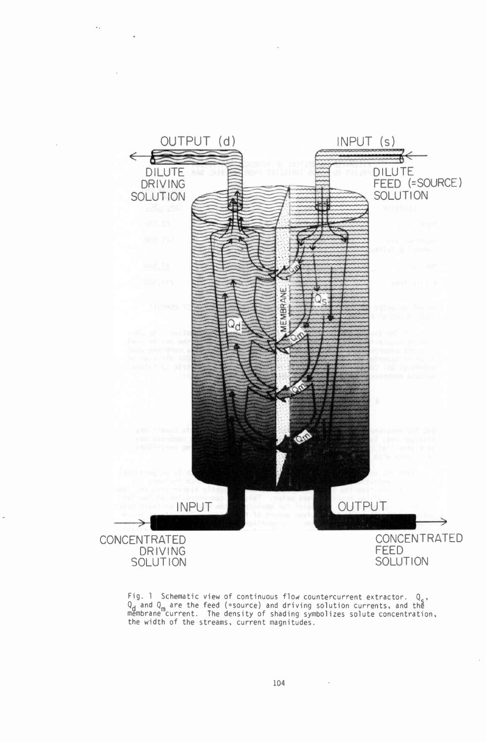Fig. 1 Schematic view of continuous flow countercurrent extractor. $Q_s$, $Q_d$ and $Q_m$ are the feed (=source) and driving solution currents, and the membrane current. The density of shading symbolizes solute concentration, the width of the streams, current magnitudes.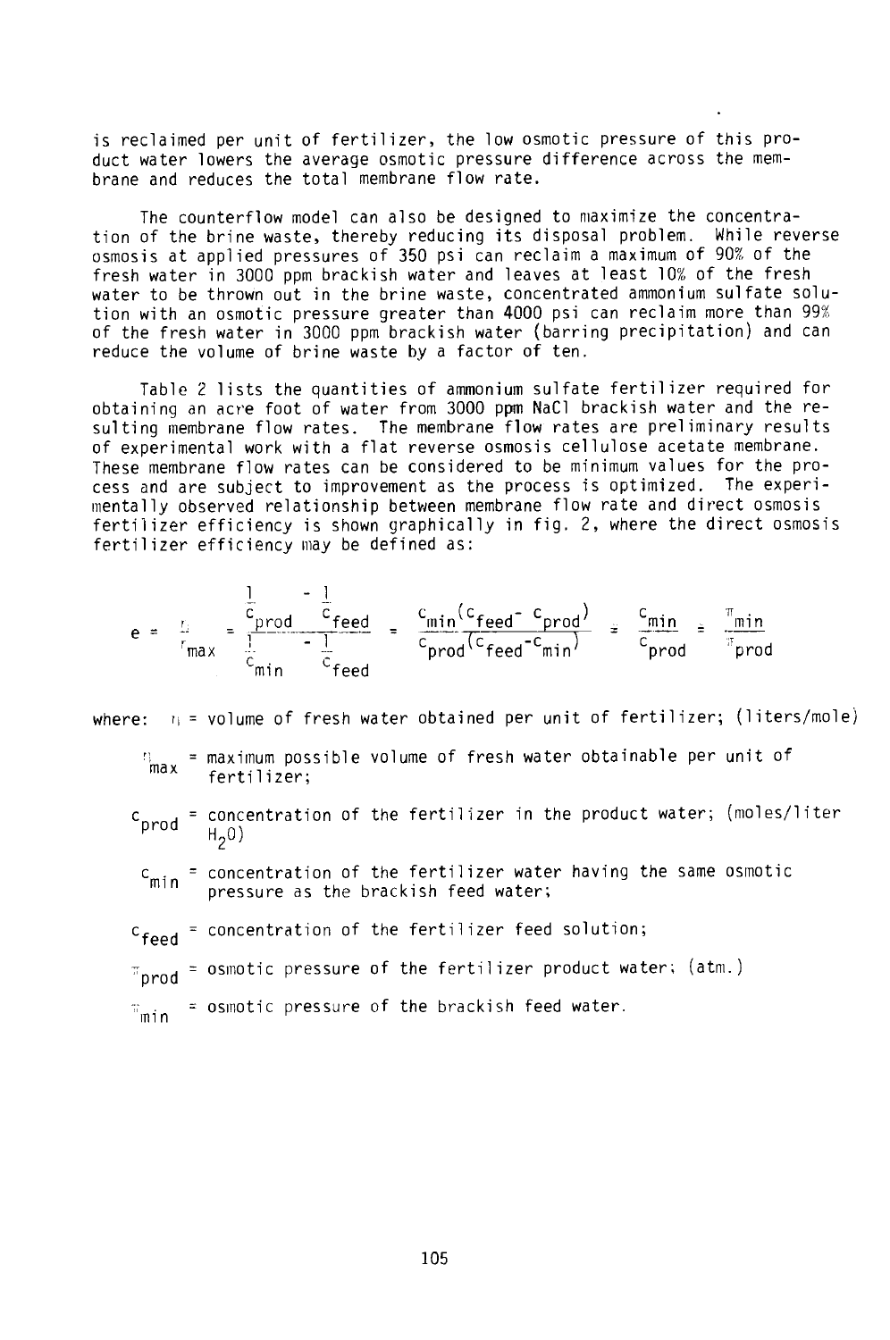is reclaimed per unit of fertilizer, the low osmotic pressure of this product water lowers the average osmotic pressure difference across the membrane and reduces the total membrane flow rate.

The counterflow model can also be designed to maximize the concentration of the brine waste, thereby reducing its disposal problem. While reverse osmosis at applied pressures of 350 psi can reclaim a maximum of 90% of the fresh water in 3000 ppm brackish water and leaves at least 10% of the fresh water to be thrown out in the brine waste, concentrated ammonium sulfate solution with an osmotic pressure greater than 4000 psi can reclaim more than 99% of the fresh water in 3000 ppm brackish water (barring precipitation) and can reduce the volume of brine waste by a factor of ten.

Table 2 lists the quantities of ammonium sulfate fertilizer required for obtaining an acre foot of water from 3000 ppm NaCl brackish water and the resulting membrane flow rates. The membrane flow rates are preliminary results of experimental work with a flat reverse osmosis cellulose acetate membrane. These membrane flow rates can be considered to be minimum values for the process and are subject to improvement as the process is optimized. The experimentally observed relationship between membrane flow rate and direct osmosis fertilizer efficiency is shown graphically in fig. 2, where the direct osmosis fertilizer efficiency may be defined as:

$$e = \frac{\eta}{\eta_{max}} = \frac{\frac{1}{c_{prod}} - \frac{1}{c_{feed}}}{\frac{1}{c_{min}} - \frac{1}{c_{feed}}} = \frac{c_{min}(c_{feed} - c_{prod})}{c_{prod}(c_{feed} - c_{min})} \approx \frac{c_{min}}{c_{prod}} \approx \frac{\pi_{min}}{\pi_{prod}}$$

where: $\eta$ = volume of fresh water obtained per unit of fertilizer; (liters/mole)

$\eta_{max}$ = maximum possible volume of fresh water obtainable per unit of fertilizer;

$c_{prod}$ = concentration of the fertilizer in the product water; (moles/liter $H_2O$)

$c_{min}$ = concentration of the fertilizer water having the same osmotic pressure as the brackish feed water;

$c_{feed}$ = concentration of the fertilizer feed solution;

$\pi_{prod}$ = osmotic pressure of the fertilizer product water; (atm.)

$\pi_{min}$ = osmotic pressure of the brackish feed water.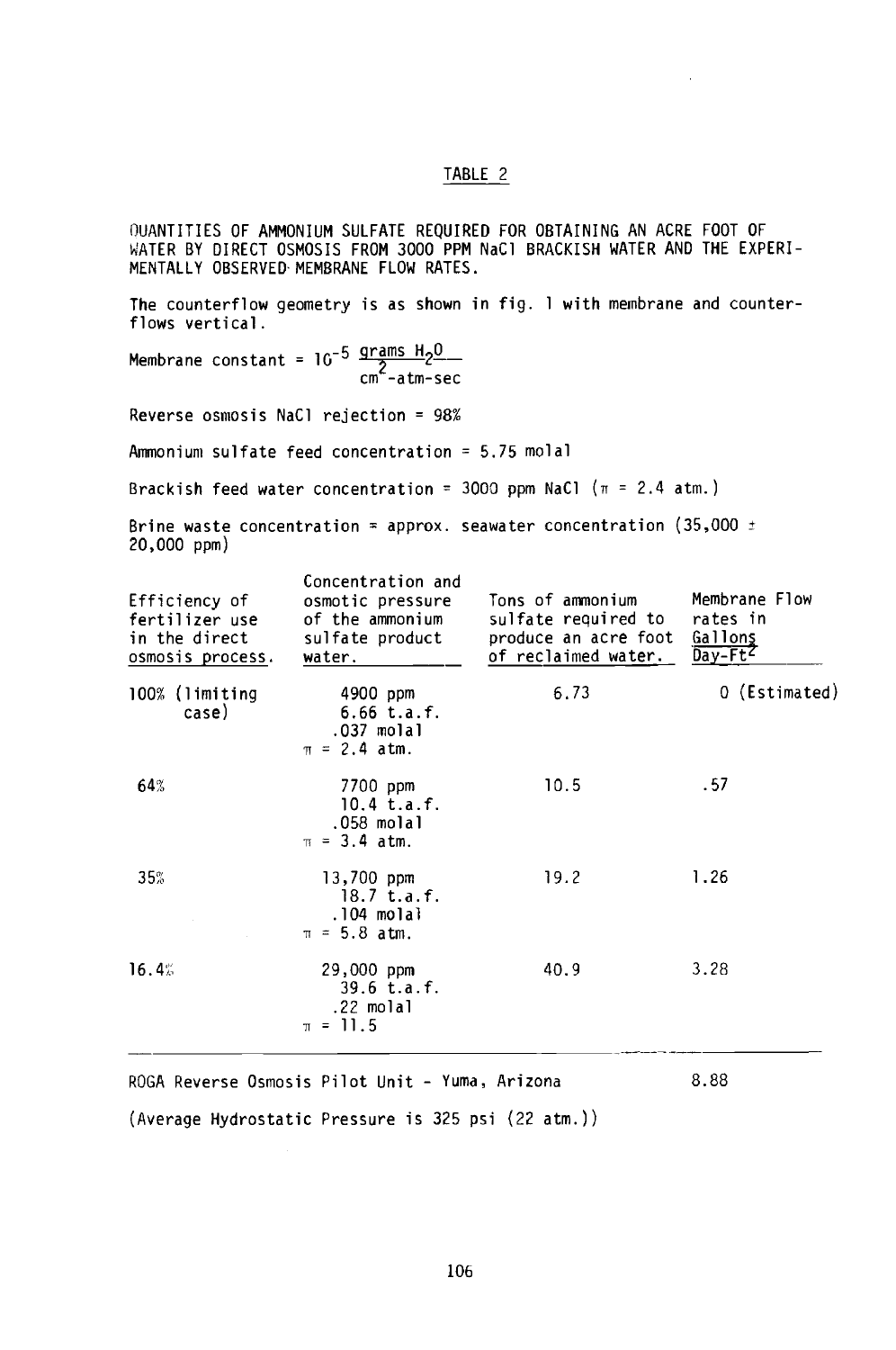## TABLE 2

QUANTITIES OF AMMONIUM SULFATE REQUIRED FOR OBTAINING AN ACRE FOOT OF WATER BY DIRECT OSMOSIS FROM 3000 PPM NaCl BRACKISH WATER AND THE EXPERIMENTALLY OBSERVED MEMBRANE FLOW RATES.

The counterflow geometry is as shown in fig. 1 with membrane and counterflows vertical.

Membrane constant = $10^{-5} \frac{\text{grams } H_2O}{\text{cm}^2\text{-atm-sec}}$

Reverse osmosis NaCl rejection = 98%

Ammonium sulfate feed concentration = 5.75 molal

Brackish feed water concentration = 3000 ppm NaCl ($\pi$ = 2.4 atm.)

Brine waste concentration = approx. seawater concentration (35,000 ± 20,000 ppm)

| Efficiency of fertilizer use in the direct osmosis process. | Concentration and osmotic pressure of the ammonium sulfate product water. | Tons of ammonium sulfate required to produce an acre foot of reclaimed water. | Membrane Flow rates in $\frac{\text{Gallons}}{\text{Day-Ft}^2}$ |
|---|---|---|---|
| 100% (limiting case) | 4900 ppm<br>6.66 t.a.f.<br>.037 molal<br>$\pi$ = 2.4 atm. | 6.73 | 0 (Estimated) |
| 64% | 7700 ppm<br>10.4 t.a.f.<br>.058 molal<br>$\pi$ = 3.4 atm. | 10.5 | .57 |
| 35% | 13,700 ppm<br>18.7 t.a.f.<br>.104 molal<br>$\pi$ = 5.8 atm. | 19.2 | 1.26 |
| 16.4% | 29,000 ppm<br>39.6 t.a.f.<br>.22 molal<br>$\pi$ = 11.5 | 40.9 | 3.28 |
| ROGA Reverse Osmosis Pilot Unit - Yuma, Arizona | | | 8.88 |

(Average Hydrostatic Pressure is 325 psi (22 atm.))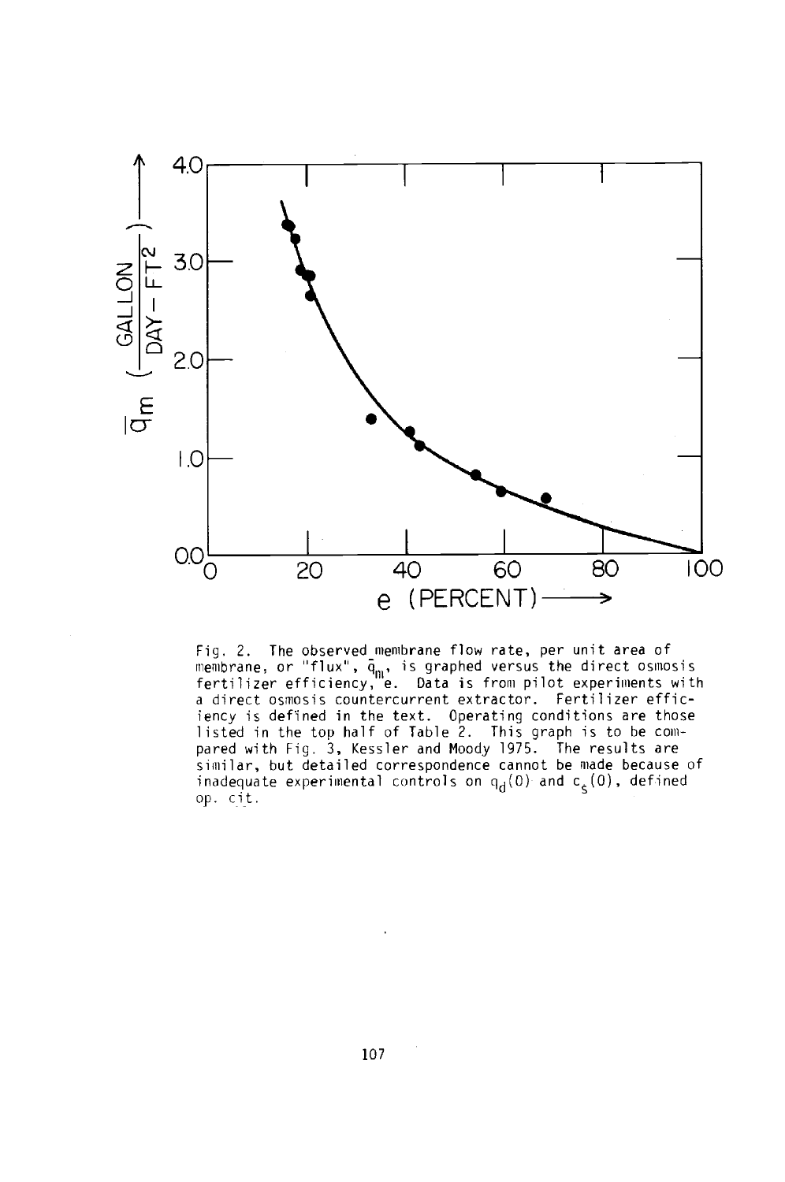Fig. 2. The observed membrane flow rate, per unit area of membrane, or "flux", $\bar{q}_m$, is graphed versus the direct osmosis fertilizer efficiency, e. Data is from pilot experiments with a direct osmosis countercurrent extractor. Fertilizer efficiency is defined in the text. Operating conditions are those listed in the top half of Table 2. This graph is to be compared with Fig. 3, Kessler and Moody 1975. The results are similar, but detailed correspondence cannot be made because of inadequate experimental controls on $q_d(0)$ and $c_s(0)$, defined op. cit.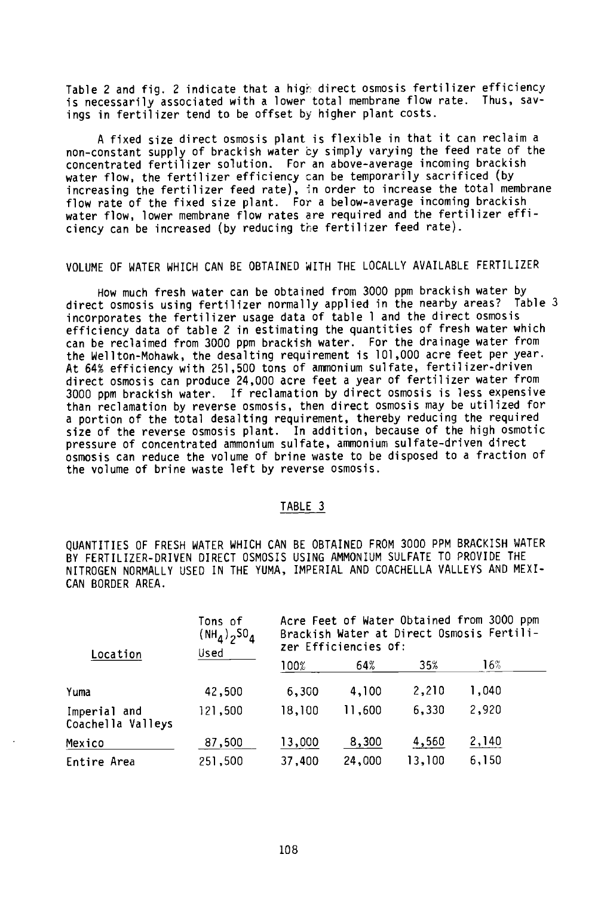Table 2 and fig. 2 indicate that a high direct osmosis fertilizer efficiency is necessarily associated with a lower total membrane flow rate. Thus, savings in fertilizer tend to be offset by higher plant costs.

A fixed size direct osmosis plant is flexible in that it can reclaim a non-constant supply of brackish water by simply varying the feed rate of the concentrated fertilizer solution. For an above-average incoming brackish water flow, the fertilizer efficiency can be temporarily sacrificed (by increasing the fertilizer feed rate), in order to increase the total membrane flow rate of the fixed size plant. For a below-average incoming brackish water flow, lower membrane flow rates are required and the fertilizer efficiency can be increased (by reducing the fertilizer feed rate).

## VOLUME OF WATER WHICH CAN BE OBTAINED WITH THE LOCALLY AVAILABLE FERTILIZER

How much fresh water can be obtained from 3000 ppm brackish water by direct osmosis using fertilizer normally applied in the nearby areas? Table 3 incorporates the fertilizer usage data of table 1 and the direct osmosis efficiency data of table 2 in estimating the quantities of fresh water which can be reclaimed from 3000 ppm brackish water. For the drainage water from the Wellton-Mohawk, the desalting requirement is 101,000 acre feet per year. At 64% efficiency with 251,500 tons of ammonium sulfate, fertilizer-driven direct osmosis can produce 24,000 acre feet a year of fertilizer water from 3000 ppm brackish water. If reclamation by direct osmosis is less expensive than reclamation by reverse osmosis, then direct osmosis may be utilized for a portion of the total desalting requirement, thereby reducing the required size of the reverse osmosis plant. In addition, because of the high osmotic pressure of concentrated ammonium sulfate, ammonium sulfate-driven direct osmosis can reduce the volume of brine waste to be disposed to a fraction of the volume of brine waste left by reverse osmosis.

TABLE 3

QUANTITIES OF FRESH WATER WHICH CAN BE OBTAINED FROM 3000 PPM BRACKISH WATER BY FERTILIZER-DRIVEN DIRECT OSMOSIS USING AMMONIUM SULFATE TO PROVIDE THE NITROGEN NORMALLY USED IN THE YUMA, IMPERIAL AND COACHELLA VALLEYS AND MEXICAN BORDER AREA.

| Location | Tons of $(NH_4)_2SO_4$ Used | Acre Feet of Water Obtained from 3000 ppm Brackish Water at Direct Osmosis Fertilizer Efficiencies of: | | | |
|---|---|---|---|---|---|
| | | 100% | 64% | 35% | 16% |
| Yuma | 42,500 | 6,300 | 4,100 | 2,210 | 1,040 |
| Imperial and Coachella Valleys | 121,500 | 18,100 | 11,600 | 6,330 | 2,920 |
| Mexico | 87,500 | 13,000 | 8,300 | 4,560 | 2,140 |
| Entire Area | 251,500 | 37,400 | 24,000 | 13,100 | 6,150 |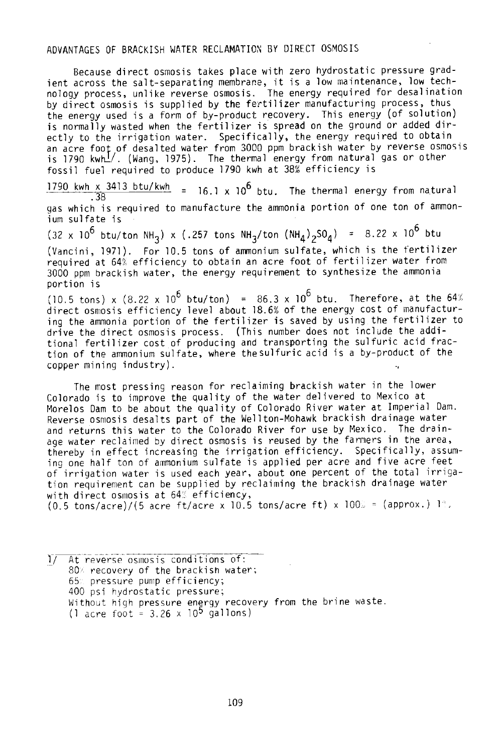## ADVANTAGES OF BRACKISH WATER RECLAMATION BY DIRECT OSMOSIS

Because direct osmosis takes place with zero hydrostatic pressure gradient across the salt-separating membrane, it is a low maintenance, low technology process, unlike reverse osmosis. The energy required for desalination by direct osmosis is supplied by the fertilizer manufacturing process, thus the energy used is a form of by-product recovery. This energy (of solution) is normally wasted when the fertilizer is spread on the ground or added directly to the irrigation water. Specifically, the energy required to obtain an acre foot of desalted water from 3000 ppm brackish water by reverse osmosis is 1790 kwh[1/]. (Wang, 1975). The thermal energy from natural gas or other fossil fuel required to produce 1790 kwh at 38% efficiency is

$\frac{1790 \text{ kwh} \times 3413 \text{ btu/kwh}}{.38} = 16.1 \times 10^6$ btu. The thermal energy from natural gas which is required to manufacture the ammonia portion of one ton of ammonium sulfate is

$(32 \times 10^6 \text{ btu/ton } NH_3) \times (.257 \text{ tons } NH_3\text{/ton } (NH_4)_2SO_4) = 8.22 \times 10^6$ btu

(Vancini, 1971). For 10.5 tons of ammonium sulfate, which is the fertilizer required at 64% efficiency to obtain an acre foot of fertilizer water from 3000 ppm brackish water, the energy requirement to synthesize the ammonia portion is

$(10.5 \text{ tons}) \times (8.22 \times 10^6 \text{ btu/ton}) = 86.3 \times 10^6$ btu. Therefore, at the 64% direct osmosis efficiency level about 18.6% of the energy cost of manufacturing the ammonia portion of the fertilizer is saved by using the fertilizer to drive the direct osmosis process. (This number does not include the additional fertilizer cost of producing and transporting the sulfuric acid fraction of the ammonium sulfate, where the sulfuric acid is a by-product of the copper mining industry).

The most pressing reason for reclaiming brackish water in the lower Colorado is to improve the quality of the water delivered to Mexico at Morelos Dam to be about the quality of Colorado River water at Imperial Dam. Reverse osmosis desalts part of the Wellton-Mohawk brackish drainage water and returns this water to the Colorado River for use by Mexico. The drainage water reclaimed by direct osmosis is reused by the farmers in the area, thereby in effect increasing the irrigation efficiency. Specifically, assuming one half ton of ammonium sulfate is applied per acre and five acre feet of irrigation water is used each year, about one percent of the total irrigation requirement can be supplied by reclaiming the brackish drainage water with direct osmosis at 64% efficiency,

$(0.5 \text{ tons/acre})/(5 \text{ acre ft/acre} \times 10.5 \text{ tons/acre ft}) \times 100\% = (\text{approx.})\ 1\%$.

---

1/ At reverse osmosis conditions of:
80% recovery of the brackish water;
65% pressure pump efficiency;
400 psi hydrostatic pressure;
Without high pressure energy recovery from the brine waste.
(1 acre foot = $3.26 \times 10^5$ gallons)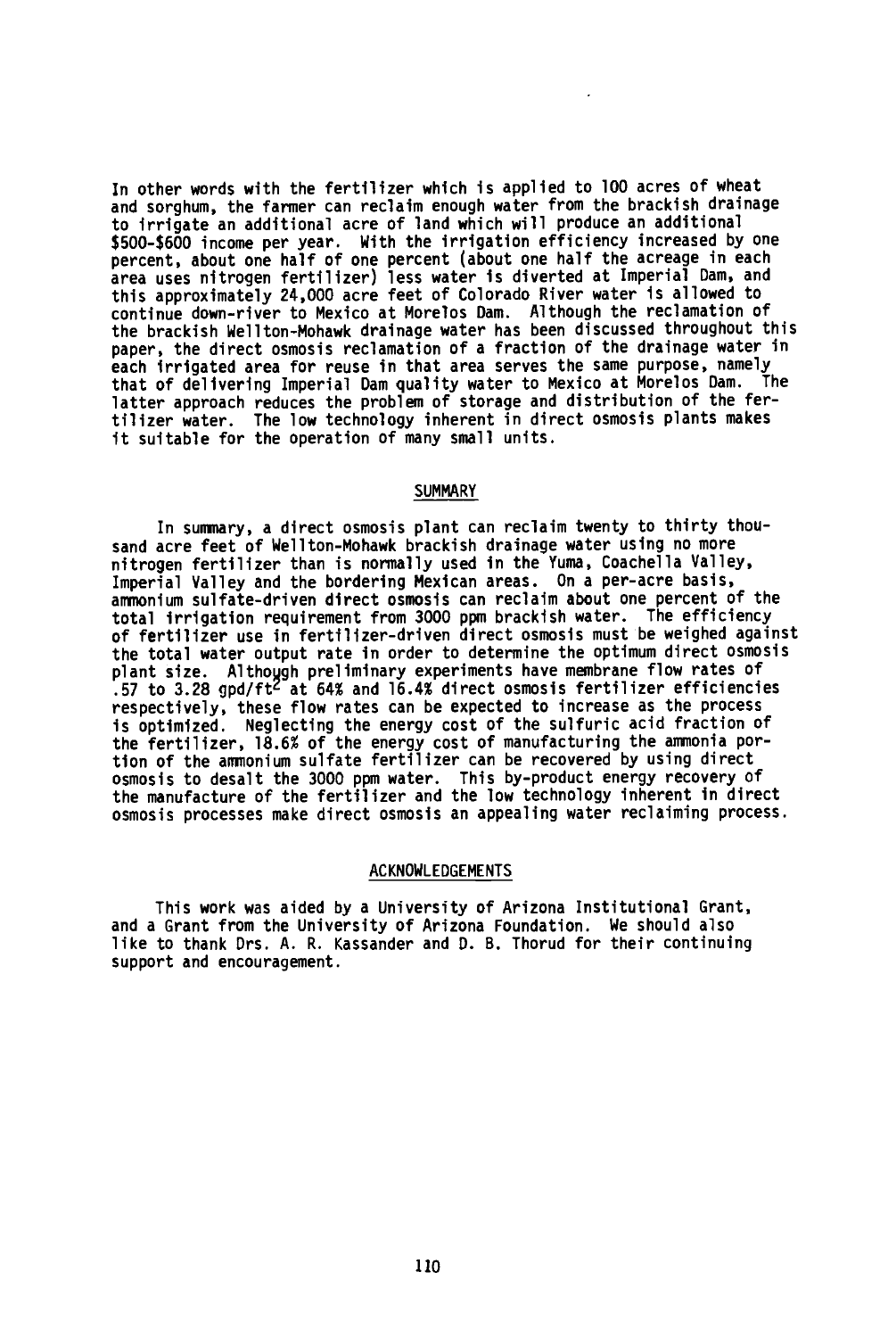In other words with the fertilizer which is applied to 100 acres of wheat and sorghum, the farmer can reclaim enough water from the brackish drainage to irrigate an additional acre of land which will produce an additional \$500-\$600 income per year. With the irrigation efficiency increased by one percent, about one half of one percent (about one half the acreage in each area uses nitrogen fertilizer) less water is diverted at Imperial Dam, and this approximately 24,000 acre feet of Colorado River water is allowed to continue down-river to Mexico at Morelos Dam. Although the reclamation of the brackish Wellton-Mohawk drainage water has been discussed throughout this paper, the direct osmosis reclamation of a fraction of the drainage water in each irrigated area for reuse in that area serves the same purpose, namely that of delivering Imperial Dam quality water to Mexico at Morelos Dam. The latter approach reduces the problem of storage and distribution of the fertilizer water. The low technology inherent in direct osmosis plants makes it suitable for the operation of many small units.

## SUMMARY

In summary, a direct osmosis plant can reclaim twenty to thirty thousand acre feet of Wellton-Mohawk brackish drainage water using no more nitrogen fertilizer than is normally used in the Yuma, Coachella Valley, Imperial Valley and the bordering Mexican areas. On a per-acre basis, ammonium sulfate-driven direct osmosis can reclaim about one percent of the total irrigation requirement from 3000 ppm brackish water. The efficiency of fertilizer use in fertilizer-driven direct osmosis must be weighed against the total water output rate in order to determine the optimum direct osmosis plant size. Although preliminary experiments have membrane flow rates of .57 to 3.28 gpd/ft$^2$ at 64% and 16.4% direct osmosis fertilizer efficiencies respectively, these flow rates can be expected to increase as the process is optimized. Neglecting the energy cost of the sulfuric acid fraction of the fertilizer, 18.6% of the energy cost of manufacturing the ammonia portion of the ammonium sulfate fertilizer can be recovered by using direct osmosis to desalt the 3000 ppm water. This by-product energy recovery of the manufacture of the fertilizer and the low technology inherent in direct osmosis processes make direct osmosis an appealing water reclaiming process.

## ACKNOWLEDGEMENTS

This work was aided by a University of Arizona Institutional Grant, and a Grant from the University of Arizona Foundation. We should also like to thank Drs. A. R. Kassander and D. B. Thorud for their continuing support and encouragement.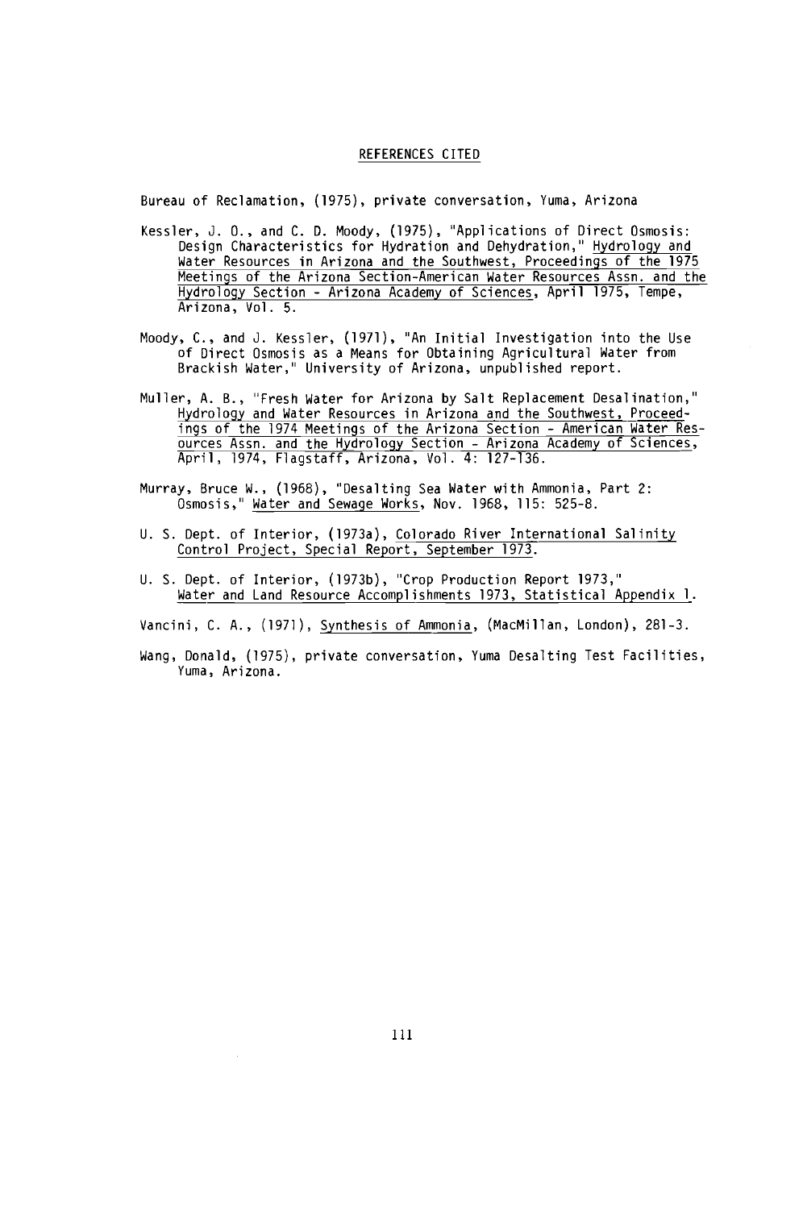## REFERENCES CITED

Bureau of Reclamation, (1975), private conversation, Yuma, Arizona

Kessler, J. O., and C. D. Moody, (1975), "Applications of Direct Osmosis: Design Characteristics for Hydration and Dehydration," Hydrology and Water Resources in Arizona and the Southwest, Proceedings of the 1975 Meetings of the Arizona Section-American Water Resources Assn. and the Hydrology Section - Arizona Academy of Sciences, April 1975, Tempe, Arizona, Vol. 5.

Moody, C., and J. Kessler, (1971), "An Initial Investigation into the Use of Direct Osmosis as a Means for Obtaining Agricultural Water from Brackish Water," University of Arizona, unpublished report.

Muller, A. B., "Fresh Water for Arizona by Salt Replacement Desalination," Hydrology and Water Resources in Arizona and the Southwest, Proceedings of the 1974 Meetings of the Arizona Section - American Water Resources Assn. and the Hydrology Section - Arizona Academy of Sciences, April, 1974, Flagstaff, Arizona, Vol. 4: 127-136.

Murray, Bruce W., (1968), "Desalting Sea Water with Ammonia, Part 2: Osmosis," Water and Sewage Works, Nov. 1968, 115: 525-8.

U. S. Dept. of Interior, (1973a), Colorado River International Salinity Control Project, Special Report, September 1973.

U. S. Dept. of Interior, (1973b), "Crop Production Report 1973," Water and Land Resource Accomplishments 1973, Statistical Appendix 1.

Vancini, C. A., (1971), Synthesis of Ammonia, (MacMillan, London), 281-3.

Wang, Donald, (1975), private conversation, Yuma Desalting Test Facilities, Yuma, Arizona.